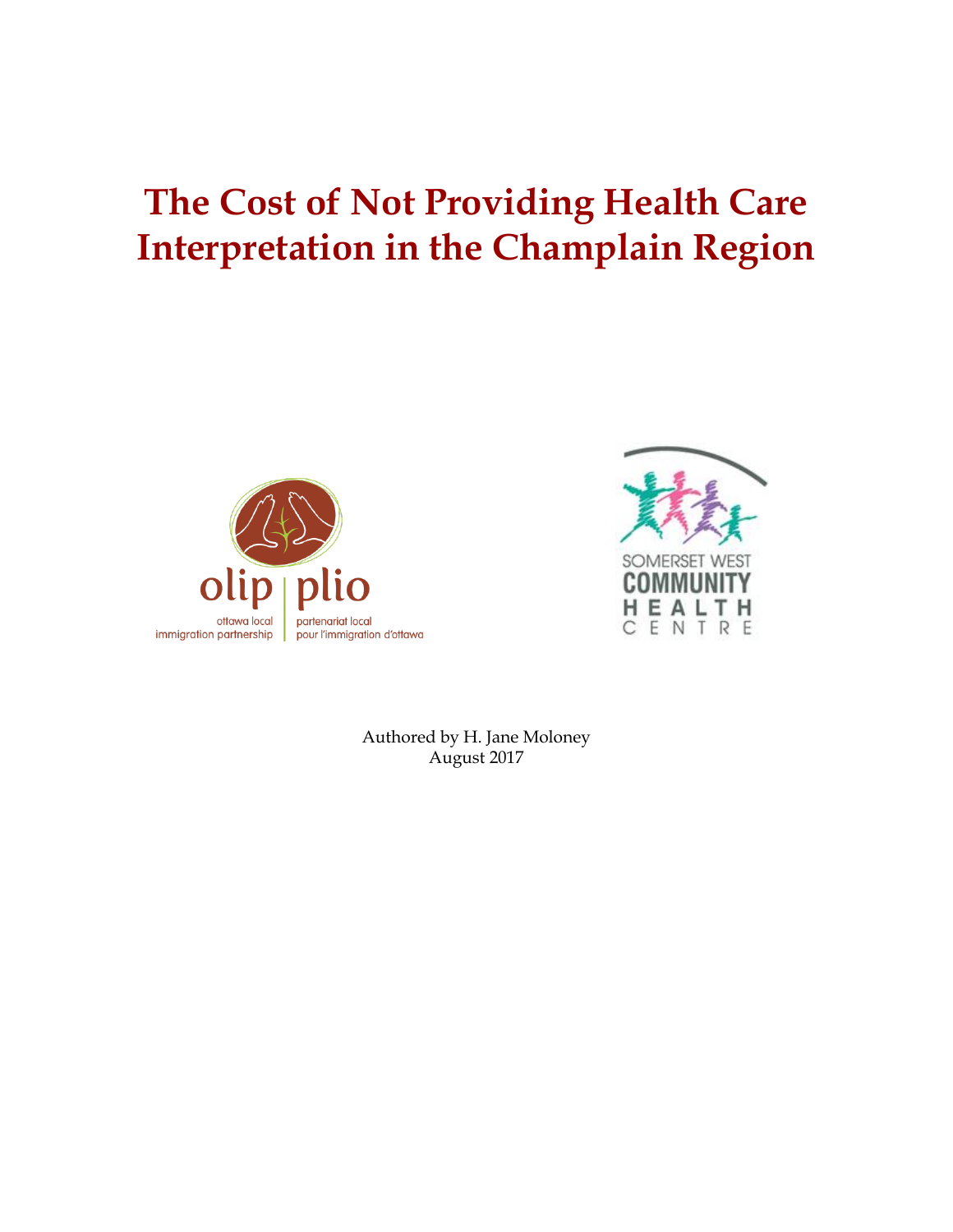# The Cost of Not Providing Health Care Interpretation in the Champlain Region

olip | plio

ottawa local immigration partnership | partenariat local pour l'immigration d'ottawa

SOMERSET WEST COMMUNITY HEALTH CENTRE

Authored by H. Jane Moloney
August 2017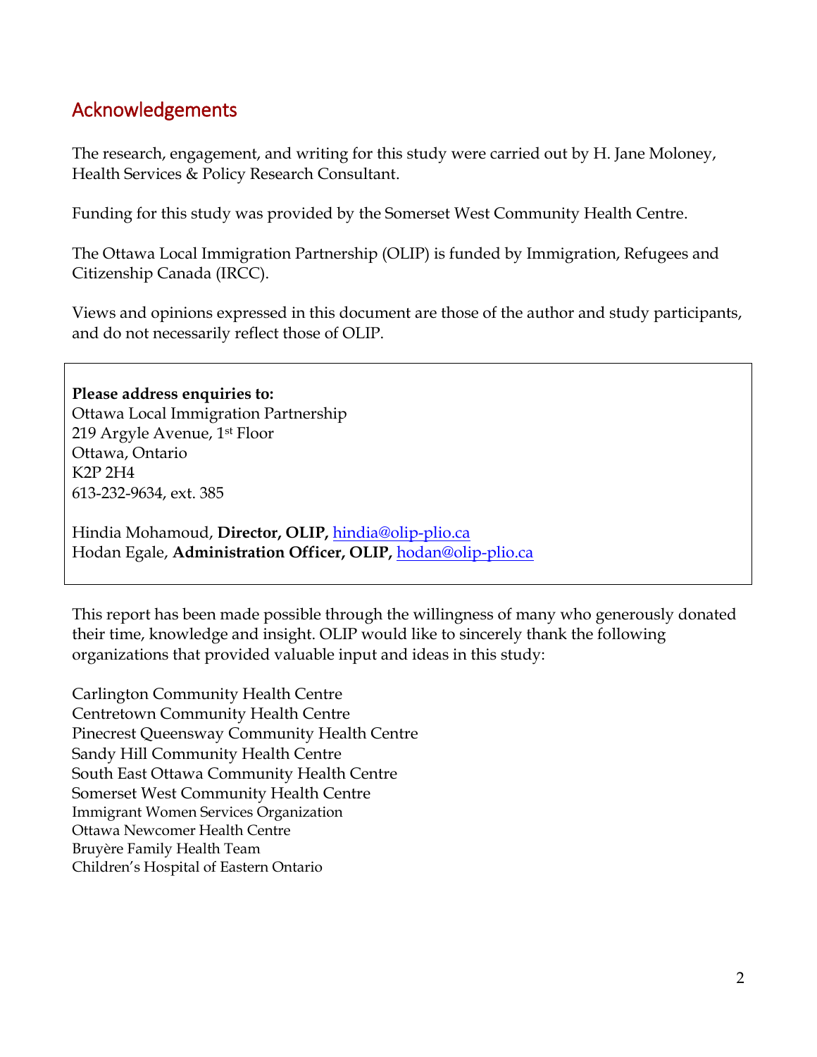## Acknowledgements

The research, engagement, and writing for this study were carried out by H. Jane Moloney, Health Services & Policy Research Consultant.

Funding for this study was provided by the Somerset West Community Health Centre.

The Ottawa Local Immigration Partnership (OLIP) is funded by Immigration, Refugees and Citizenship Canada (IRCC).

Views and opinions expressed in this document are those of the author and study participants, and do not necessarily reflect those of OLIP.

**Please address enquiries to:**
Ottawa Local Immigration Partnership
219 Argyle Avenue, 1st Floor
Ottawa, Ontario
K2P 2H4
613-232-9634, ext. 385

Hindia Mohamoud, **Director, OLIP,** hindia@olip-plio.ca
Hodan Egale, **Administration Officer, OLIP,** hodan@olip-plio.ca

This report has been made possible through the willingness of many who generously donated their time, knowledge and insight. OLIP would like to sincerely thank the following organizations that provided valuable input and ideas in this study:

Carlington Community Health Centre
Centretown Community Health Centre
Pinecrest Queensway Community Health Centre
Sandy Hill Community Health Centre
South East Ottawa Community Health Centre
Somerset West Community Health Centre
Immigrant Women Services Organization
Ottawa Newcomer Health Centre
Bruyère Family Health Team
Children's Hospital of Eastern Ontario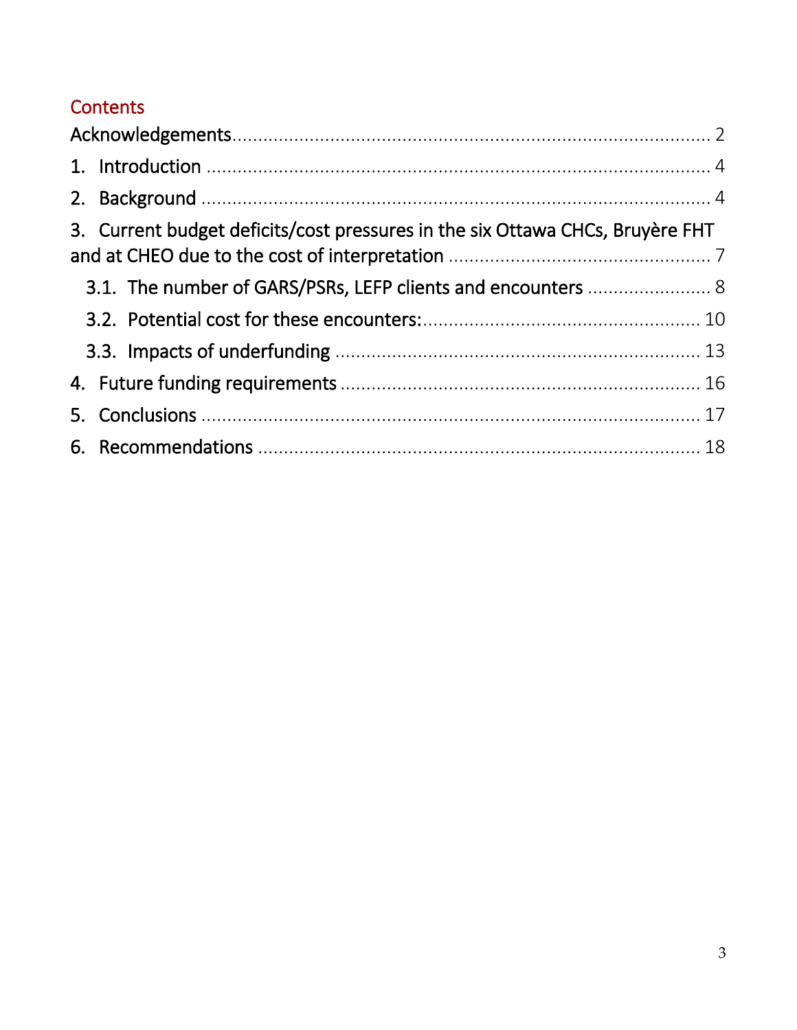## Contents

Acknowledgements ........................................................................................ 2

1. Introduction ........................................................................................... 4

2. Background ............................................................................................ 4

3. Current budget deficits/cost pressures in the six Ottawa CHCs, Bruyère FHT and at CHEO due to the cost of interpretation ................................................. 7

   3.1. The number of GARS/PSRs, LEFP clients and encounters ........................ 8

   3.2. Potential cost for these encounters:...................................................... 10

   3.3. Impacts of underfunding ..................................................................... 13

4. Future funding requirements ..................................................................... 16

5. Conclusions .......................................................................................... 17

6. Recommendations .................................................................................. 18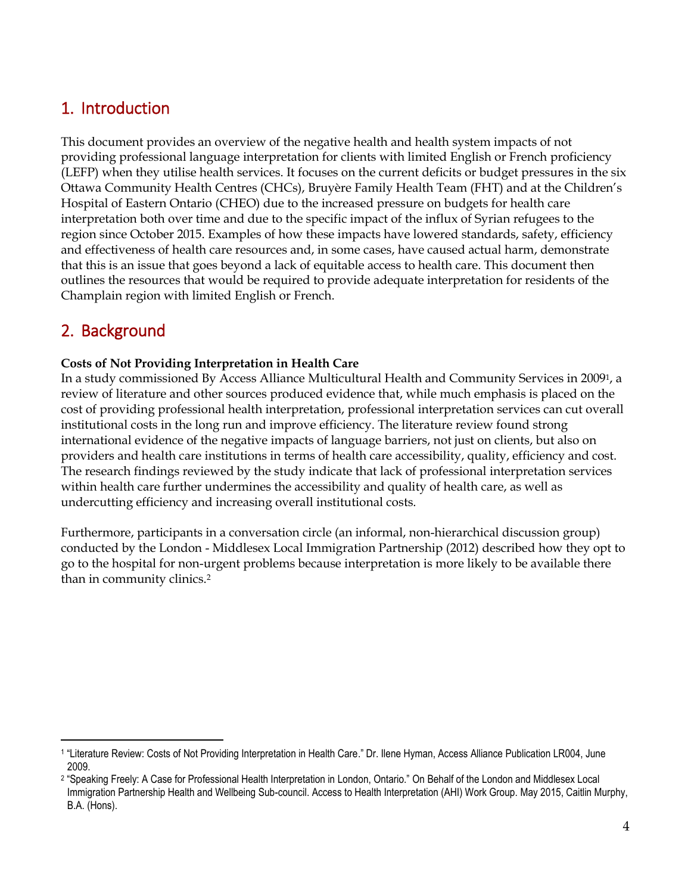## 1. Introduction

This document provides an overview of the negative health and health system impacts of not providing professional language interpretation for clients with limited English or French proficiency (LEFP) when they utilise health services. It focuses on the current deficits or budget pressures in the six Ottawa Community Health Centres (CHCs), Bruyère Family Health Team (FHT) and at the Children's Hospital of Eastern Ontario (CHEO) due to the increased pressure on budgets for health care interpretation both over time and due to the specific impact of the influx of Syrian refugees to the region since October 2015. Examples of how these impacts have lowered standards, safety, efficiency and effectiveness of health care resources and, in some cases, have caused actual harm, demonstrate that this is an issue that goes beyond a lack of equitable access to health care. This document then outlines the resources that would be required to provide adequate interpretation for residents of the Champlain region with limited English or French.

## 2. Background

**Costs of Not Providing Interpretation in Health Care**

In a study commissioned By Access Alliance Multicultural Health and Community Services in 2009[1], a review of literature and other sources produced evidence that, while much emphasis is placed on the cost of providing professional health interpretation, professional interpretation services can cut overall institutional costs in the long run and improve efficiency. The literature review found strong international evidence of the negative impacts of language barriers, not just on clients, but also on providers and health care institutions in terms of health care accessibility, quality, efficiency and cost. The research findings reviewed by the study indicate that lack of professional interpretation services within health care further undermines the accessibility and quality of health care, as well as undercutting efficiency and increasing overall institutional costs.

Furthermore, participants in a conversation circle (an informal, non-hierarchical discussion group) conducted by the London - Middlesex Local Immigration Partnership (2012) described how they opt to go to the hospital for non-urgent problems because interpretation is more likely to be available there than in community clinics.[2]

---

[1] "Literature Review: Costs of Not Providing Interpretation in Health Care." Dr. Ilene Hyman, Access Alliance Publication LR004, June 2009.

[2] "Speaking Freely: A Case for Professional Health Interpretation in London, Ontario." On Behalf of the London and Middlesex Local Immigration Partnership Health and Wellbeing Sub-council. Access to Health Interpretation (AHI) Work Group. May 2015, Caitlin Murphy, B.A. (Hons).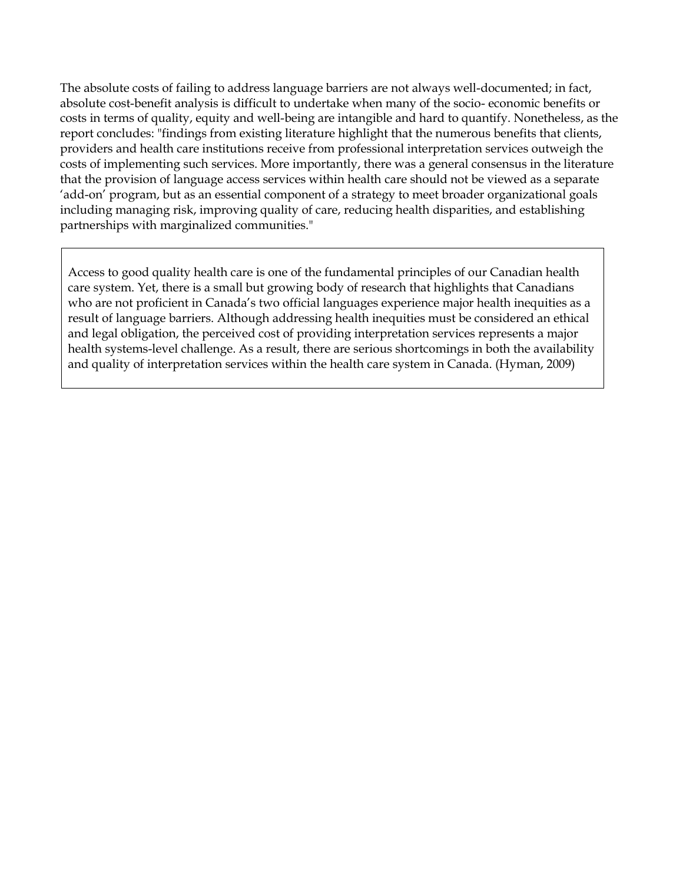The absolute costs of failing to address language barriers are not always well-documented; in fact, absolute cost-benefit analysis is difficult to undertake when many of the socio- economic benefits or costs in terms of quality, equity and well-being are intangible and hard to quantify. Nonetheless, as the report concludes: "findings from existing literature highlight that the numerous benefits that clients, providers and health care institutions receive from professional interpretation services outweigh the costs of implementing such services. More importantly, there was a general consensus in the literature that the provision of language access services within health care should not be viewed as a separate 'add-on' program, but as an essential component of a strategy to meet broader organizational goals including managing risk, improving quality of care, reducing health disparities, and establishing partnerships with marginalized communities."

> Access to good quality health care is one of the fundamental principles of our Canadian health care system. Yet, there is a small but growing body of research that highlights that Canadians who are not proficient in Canada's two official languages experience major health inequities as a result of language barriers. Although addressing health inequities must be considered an ethical and legal obligation, the perceived cost of providing interpretation services represents a major health systems-level challenge. As a result, there are serious shortcomings in both the availability and quality of interpretation services within the health care system in Canada. (Hyman, 2009)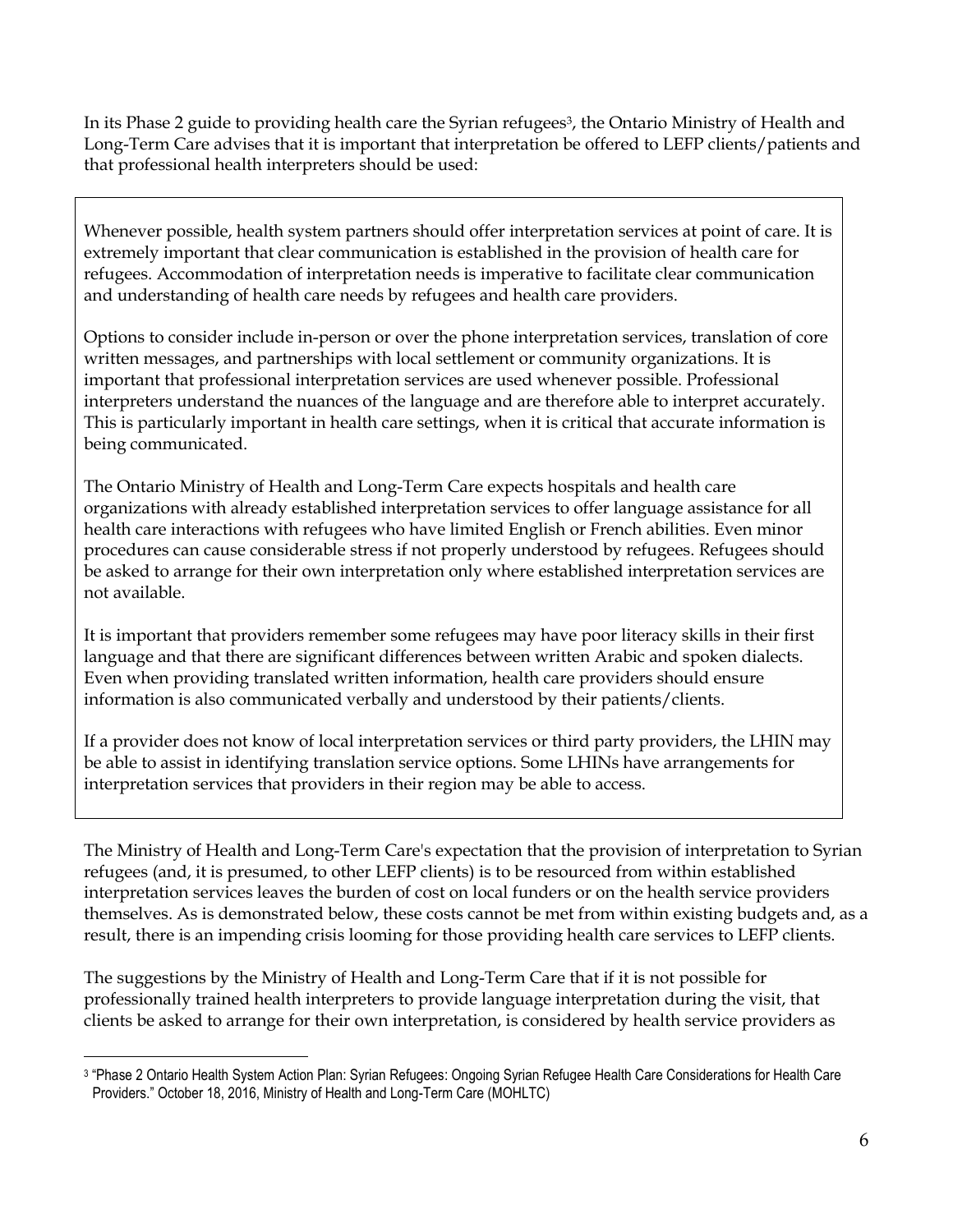In its Phase 2 guide to providing health care the Syrian refugees[3], the Ontario Ministry of Health and Long-Term Care advises that it is important that interpretation be offered to LEFP clients/patients and that professional health interpreters should be used:

> Whenever possible, health system partners should offer interpretation services at point of care. It is extremely important that clear communication is established in the provision of health care for refugees. Accommodation of interpretation needs is imperative to facilitate clear communication and understanding of health care needs by refugees and health care providers.
>
> Options to consider include in-person or over the phone interpretation services, translation of core written messages, and partnerships with local settlement or community organizations. It is important that professional interpretation services are used whenever possible. Professional interpreters understand the nuances of the language and are therefore able to interpret accurately. This is particularly important in health care settings, when it is critical that accurate information is being communicated.
>
> The Ontario Ministry of Health and Long-Term Care expects hospitals and health care organizations with already established interpretation services to offer language assistance for all health care interactions with refugees who have limited English or French abilities. Even minor procedures can cause considerable stress if not properly understood by refugees. Refugees should be asked to arrange for their own interpretation only where established interpretation services are not available.
>
> It is important that providers remember some refugees may have poor literacy skills in their first language and that there are significant differences between written Arabic and spoken dialects. Even when providing translated written information, health care providers should ensure information is also communicated verbally and understood by their patients/clients.
>
> If a provider does not know of local interpretation services or third party providers, the LHIN may be able to assist in identifying translation service options. Some LHINs have arrangements for interpretation services that providers in their region may be able to access.

The Ministry of Health and Long-Term Care's expectation that the provision of interpretation to Syrian refugees (and, it is presumed, to other LEFP clients) is to be resourced from within established interpretation services leaves the burden of cost on local funders or on the health service providers themselves. As is demonstrated below, these costs cannot be met from within existing budgets and, as a result, there is an impending crisis looming for those providing health care services to LEFP clients.

The suggestions by the Ministry of Health and Long-Term Care that if it is not possible for professionally trained health interpreters to provide language interpretation during the visit, that clients be asked to arrange for their own interpretation, is considered by health service providers as

[3] "Phase 2 Ontario Health System Action Plan: Syrian Refugees: Ongoing Syrian Refugee Health Care Considerations for Health Care Providers." October 18, 2016, Ministry of Health and Long-Term Care (MOHLTC)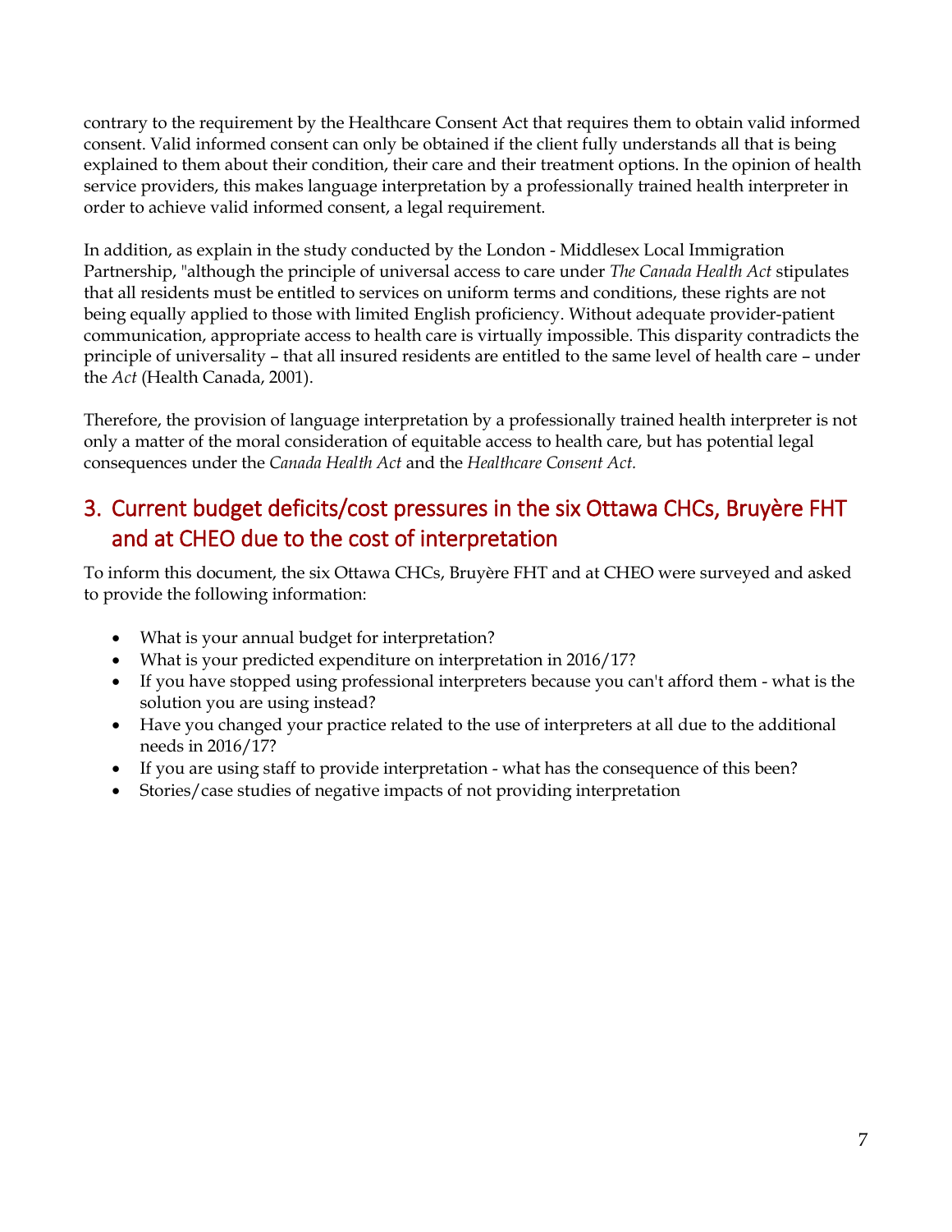contrary to the requirement by the Healthcare Consent Act that requires them to obtain valid informed consent. Valid informed consent can only be obtained if the client fully understands all that is being explained to them about their condition, their care and their treatment options. In the opinion of health service providers, this makes language interpretation by a professionally trained health interpreter in order to achieve valid informed consent, a legal requirement.

In addition, as explain in the study conducted by the London - Middlesex Local Immigration Partnership, "although the principle of universal access to care under *The Canada Health Act* stipulates that all residents must be entitled to services on uniform terms and conditions, these rights are not being equally applied to those with limited English proficiency. Without adequate provider-patient communication, appropriate access to health care is virtually impossible. This disparity contradicts the principle of universality – that all insured residents are entitled to the same level of health care – under the *Act* (Health Canada, 2001).

Therefore, the provision of language interpretation by a professionally trained health interpreter is not only a matter of the moral consideration of equitable access to health care, but has potential legal consequences under the *Canada Health Act* and the *Healthcare Consent Act.*

## 3. Current budget deficits/cost pressures in the six Ottawa CHCs, Bruyère FHT and at CHEO due to the cost of interpretation

To inform this document, the six Ottawa CHCs, Bruyère FHT and at CHEO were surveyed and asked to provide the following information:

- What is your annual budget for interpretation?
- What is your predicted expenditure on interpretation in 2016/17?
- If you have stopped using professional interpreters because you can't afford them - what is the solution you are using instead?
- Have you changed your practice related to the use of interpreters at all due to the additional needs in 2016/17?
- If you are using staff to provide interpretation - what has the consequence of this been?
- Stories/case studies of negative impacts of not providing interpretation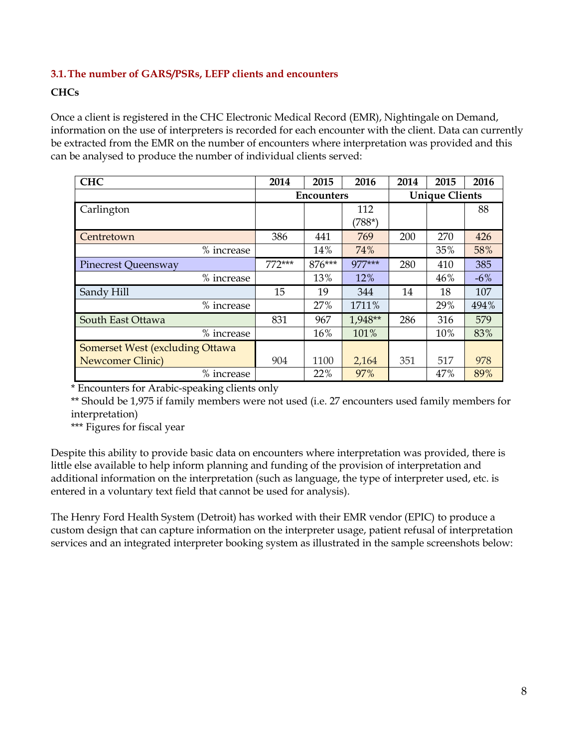### 3.1. The number of GARS/PSRs, LEFP clients and encounters

**CHCs**

Once a client is registered in the CHC Electronic Medical Record (EMR), Nightingale on Demand, information on the use of interpreters is recorded for each encounter with the client. Data can currently be extracted from the EMR on the number of encounters where interpretation was provided and this can be analysed to produce the number of individual clients served:

| CHC | 2014 | 2015 | 2016 | 2014 | 2015 | 2016 |
|---|---|---|---|---|---|---|
| | Encounters | | | Unique Clients | | |
| Carlington | | | 112 (788*) | | | 88 |
| Centretown | 386 | 441 | 769 | 200 | 270 | 426 |
| % increase | | 14% | 74% | | 35% | 58% |
| Pinecrest Queensway | 772*** | 876*** | 977*** | 280 | 410 | 385 |
| % increase | | 13% | 12% | | 46% | -6% |
| Sandy Hill | 15 | 19 | 344 | 14 | 18 | 107 |
| % increase | | 27% | 1711% | | 29% | 494% |
| South East Ottawa | 831 | 967 | 1,948** | 286 | 316 | 579 |
| % increase | | 16% | 101% | | 10% | 83% |
| Somerset West (excluding Ottawa Newcomer Clinic) | 904 | 1100 | 2,164 | 351 | 517 | 978 |
| % increase | | 22% | 97% | | 47% | 89% |

\* Encounters for Arabic-speaking clients only

\** Should be 1,975 if family members were not used (i.e. 27 encounters used family members for interpretation)

\*** Figures for fiscal year

Despite this ability to provide basic data on encounters where interpretation was provided, there is little else available to help inform planning and funding of the provision of interpretation and additional information on the interpretation (such as language, the type of interpreter used, etc. is entered in a voluntary text field that cannot be used for analysis).

The Henry Ford Health System (Detroit) has worked with their EMR vendor (EPIC) to produce a custom design that can capture information on the interpreter usage, patient refusal of interpretation services and an integrated interpreter booking system as illustrated in the sample screenshots below: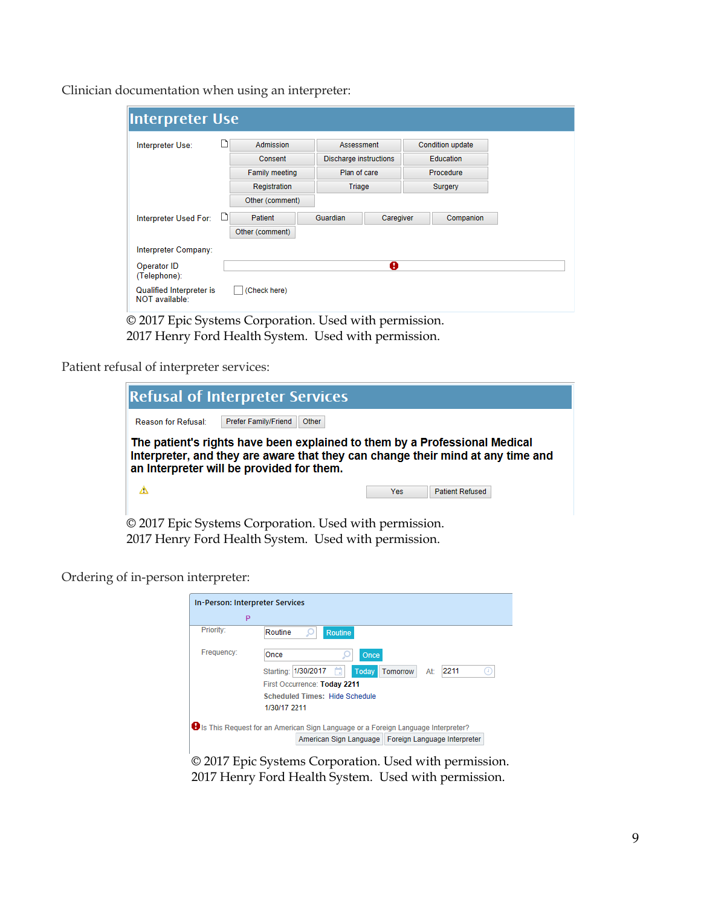Clinician documentation when using an interpreter:

**Interpreter Use**

Interpreter Use: Admission | Assessment | Condition update | Consent | Discharge instructions | Education | Family meeting | Plan of care | Procedure | Registration | Triage | Surgery | Other (comment)

Interpreter Used For: Patient | Guardian | Caregiver | Companion | Other (comment)

Interpreter Company:

Operator ID (Telephone):

Qualified Interpreter is NOT available: (Check here)

© 2017 Epic Systems Corporation. Used with permission.
2017 Henry Ford Health System. Used with permission.

Patient refusal of interpreter services:

**Refusal of Interpreter Services**

Reason for Refusal: Prefer Family/Friend | Other

**The patient's rights have been explained to them by a Professional Medical Interpreter, and they are aware that they can change their mind at any time and an Interpreter will be provided for them.**

Yes | Patient Refused

© 2017 Epic Systems Corporation. Used with permission.
2017 Henry Ford Health System. Used with permission.

Ordering of in-person interpreter:

**In-Person: Interpreter Services**

P

Priority: Routine | Routine

Frequency: Once | Once

Starting: 1/30/2017 | Today | Tomorrow | At: 2211

First Occurrence: **Today 2211**

**Scheduled Times:** Hide Schedule

1/30/17 2211

Is This Request for an American Sign Language or a Foreign Language Interpreter?

American Sign Language | Foreign Language Interpreter

© 2017 Epic Systems Corporation. Used with permission.
2017 Henry Ford Health System. Used with permission.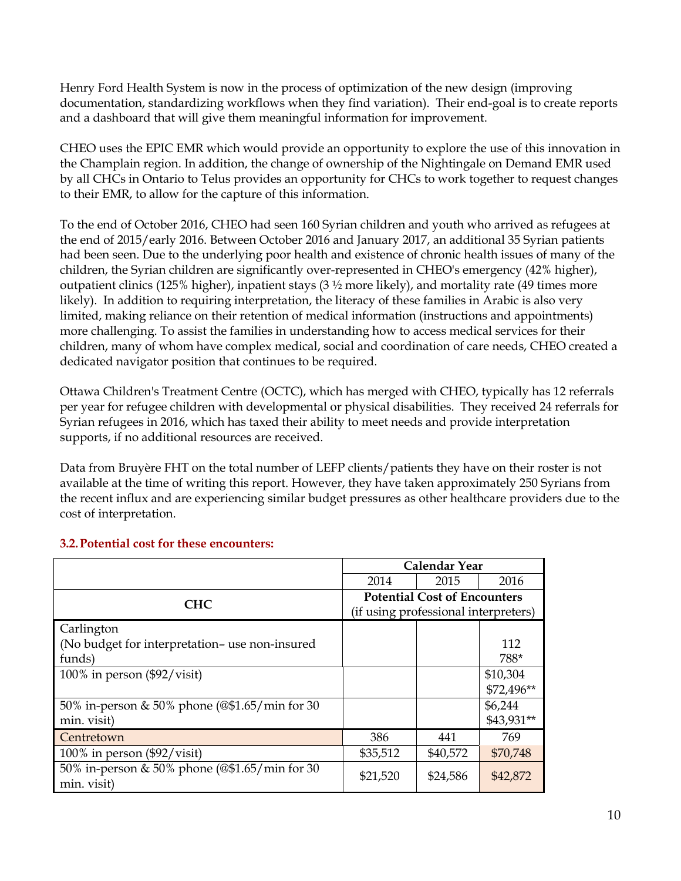Henry Ford Health System is now in the process of optimization of the new design (improving documentation, standardizing workflows when they find variation). Their end-goal is to create reports and a dashboard that will give them meaningful information for improvement.

CHEO uses the EPIC EMR which would provide an opportunity to explore the use of this innovation in the Champlain region. In addition, the change of ownership of the Nightingale on Demand EMR used by all CHCs in Ontario to Telus provides an opportunity for CHCs to work together to request changes to their EMR, to allow for the capture of this information.

To the end of October 2016, CHEO had seen 160 Syrian children and youth who arrived as refugees at the end of 2015/early 2016. Between October 2016 and January 2017, an additional 35 Syrian patients had been seen. Due to the underlying poor health and existence of chronic health issues of many of the children, the Syrian children are significantly over-represented in CHEO's emergency (42% higher), outpatient clinics (125% higher), inpatient stays (3 ½ more likely), and mortality rate (49 times more likely). In addition to requiring interpretation, the literacy of these families in Arabic is also very limited, making reliance on their retention of medical information (instructions and appointments) more challenging. To assist the families in understanding how to access medical services for their children, many of whom have complex medical, social and coordination of care needs, CHEO created a dedicated navigator position that continues to be required.

Ottawa Children's Treatment Centre (OCTC), which has merged with CHEO, typically has 12 referrals per year for refugee children with developmental or physical disabilities. They received 24 referrals for Syrian refugees in 2016, which has taxed their ability to meet needs and provide interpretation supports, if no additional resources are received.

Data from Bruyère FHT on the total number of LEFP clients/patients they have on their roster is not available at the time of writing this report. However, they have taken approximately 250 Syrians from the recent influx and are experiencing similar budget pressures as other healthcare providers due to the cost of interpretation.

### 3.2. Potential cost for these encounters:

| | Calendar Year | | |
|---|---|---|---|
| | 2014 | 2015 | 2016 |
| **CHC** | **Potential Cost of Encounters** (if using professional interpreters) | | |
| Carlington (No budget for interpretation– use non-insured funds) | | | 112 788* |
| 100% in person ($92/visit) | | | $10,304 $72,496** |
| 50% in-person & 50% phone (@$1.65/min for 30 min. visit) | | | $6,244 $43,931** |
| Centretown | 386 | 441 | 769 |
| 100% in person ($92/visit) | $35,512 | $40,572 | $70,748 |
| 50% in-person & 50% phone (@$1.65/min for 30 min. visit) | $21,520 | $24,586 | $42,872 |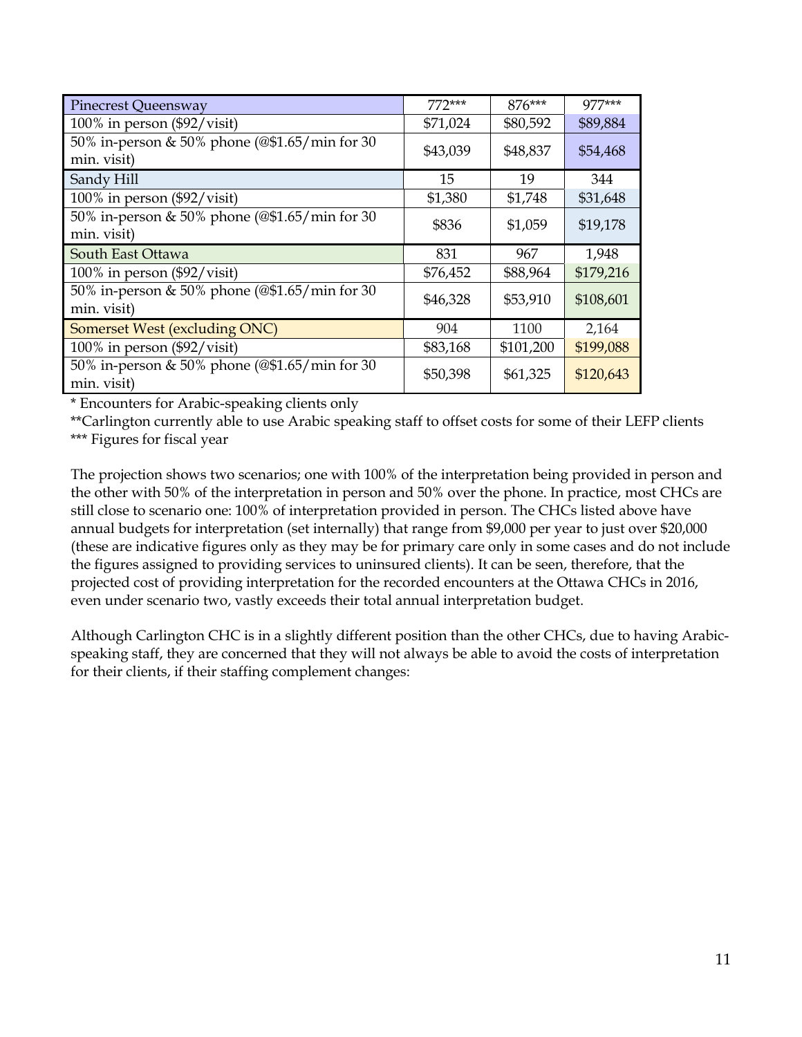| Pinecrest Queensway | 772*** | 876*** | 977*** |
|---|---|---|---|
| 100% in person ($92/visit) | $71,024 | $80,592 | $89,884 |
| 50% in-person & 50% phone (@$1.65/min for 30 min. visit) | $43,039 | $48,837 | $54,468 |
| Sandy Hill | 15 | 19 | 344 |
| 100% in person ($92/visit) | $1,380 | $1,748 | $31,648 |
| 50% in-person & 50% phone (@$1.65/min for 30 min. visit) | $836 | $1,059 | $19,178 |
| South East Ottawa | 831 | 967 | 1,948 |
| 100% in person ($92/visit) | $76,452 | $88,964 | $179,216 |
| 50% in-person & 50% phone (@$1.65/min for 30 min. visit) | $46,328 | $53,910 | $108,601 |
| Somerset West (excluding ONC) | 904 | 1100 | 2,164 |
| 100% in person ($92/visit) | $83,168 | $101,200 | $199,088 |
| 50% in-person & 50% phone (@$1.65/min for 30 min. visit) | $50,398 | $61,325 | $120,643 |

* Encounters for Arabic-speaking clients only
**Carlington currently able to use Arabic speaking staff to offset costs for some of their LEFP clients
*** Figures for fiscal year

The projection shows two scenarios; one with 100% of the interpretation being provided in person and the other with 50% of the interpretation in person and 50% over the phone. In practice, most CHCs are still close to scenario one: 100% of interpretation provided in person. The CHCs listed above have annual budgets for interpretation (set internally) that range from $9,000 per year to just over $20,000 (these are indicative figures only as they may be for primary care only in some cases and do not include the figures assigned to providing services to uninsured clients). It can be seen, therefore, that the projected cost of providing interpretation for the recorded encounters at the Ottawa CHCs in 2016, even under scenario two, vastly exceeds their total annual interpretation budget.

Although Carlington CHC is in a slightly different position than the other CHCs, due to having Arabic-speaking staff, they are concerned that they will not always be able to avoid the costs of interpretation for their clients, if their staffing complement changes: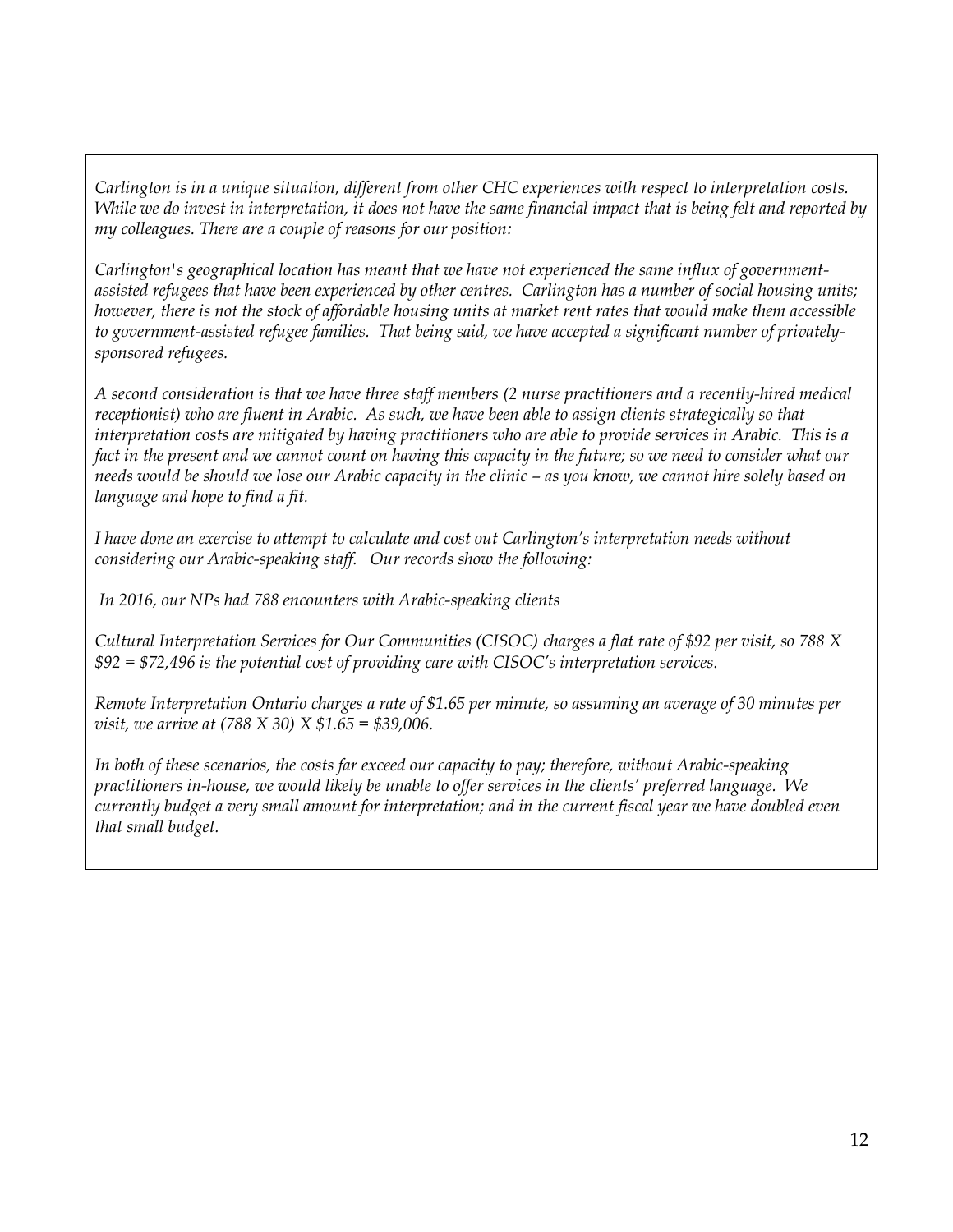*Carlington is in a unique situation, different from other CHC experiences with respect to interpretation costs. While we do invest in interpretation, it does not have the same financial impact that is being felt and reported by my colleagues. There are a couple of reasons for our position:*

*Carlington's geographical location has meant that we have not experienced the same influx of government-assisted refugees that have been experienced by other centres. Carlington has a number of social housing units; however, there is not the stock of affordable housing units at market rent rates that would make them accessible to government-assisted refugee families. That being said, we have accepted a significant number of privately-sponsored refugees.*

*A second consideration is that we have three staff members (2 nurse practitioners and a recently-hired medical receptionist) who are fluent in Arabic. As such, we have been able to assign clients strategically so that interpretation costs are mitigated by having practitioners who are able to provide services in Arabic. This is a fact in the present and we cannot count on having this capacity in the future; so we need to consider what our needs would be should we lose our Arabic capacity in the clinic – as you know, we cannot hire solely based on language and hope to find a fit.*

*I have done an exercise to attempt to calculate and cost out Carlington's interpretation needs without considering our Arabic-speaking staff. Our records show the following:*

*In 2016, our NPs had 788 encounters with Arabic-speaking clients*

*Cultural Interpretation Services for Our Communities (CISOC) charges a flat rate of $92 per visit, so 788 X $92 = $72,496 is the potential cost of providing care with CISOC's interpretation services.*

*Remote Interpretation Ontario charges a rate of $1.65 per minute, so assuming an average of 30 minutes per visit, we arrive at (788 X 30) X $1.65 = $39,006.*

*In both of these scenarios, the costs far exceed our capacity to pay; therefore, without Arabic-speaking practitioners in-house, we would likely be unable to offer services in the clients' preferred language. We currently budget a very small amount for interpretation; and in the current fiscal year we have doubled even that small budget.*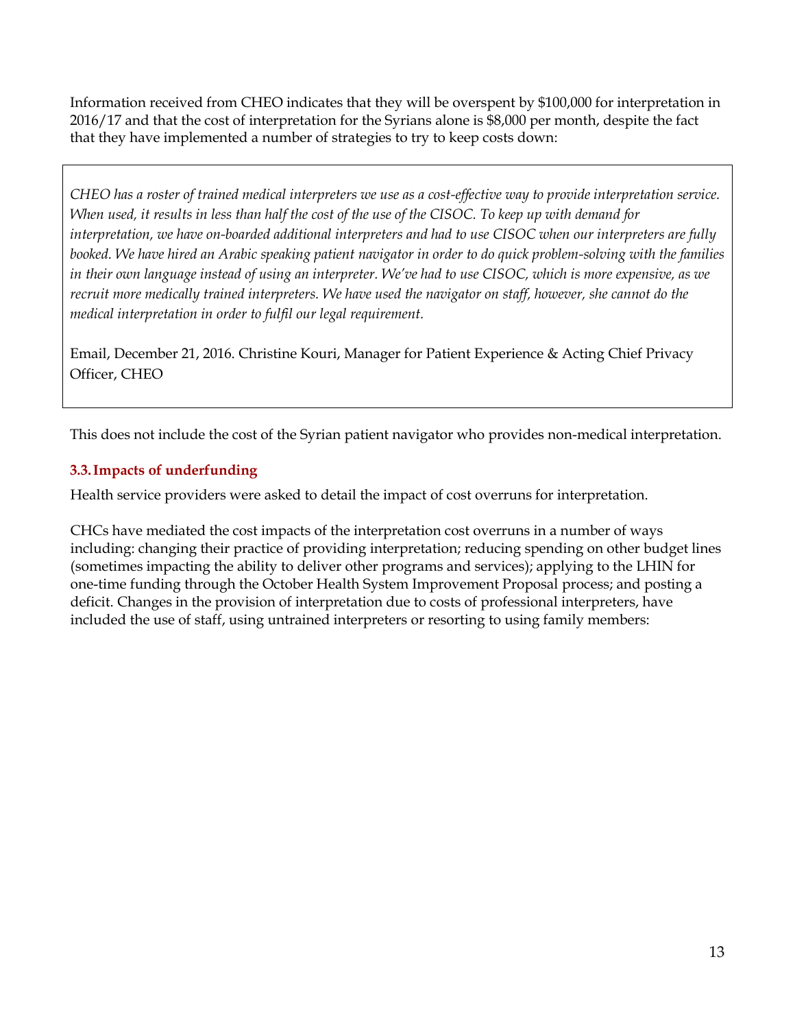Information received from CHEO indicates that they will be overspent by $100,000 for interpretation in 2016/17 and that the cost of interpretation for the Syrians alone is $8,000 per month, despite the fact that they have implemented a number of strategies to try to keep costs down:

> *CHEO has a roster of trained medical interpreters we use as a cost-effective way to provide interpretation service. When used, it results in less than half the cost of the use of the CISOC. To keep up with demand for interpretation, we have on-boarded additional interpreters and had to use CISOC when our interpreters are fully booked. We have hired an Arabic speaking patient navigator in order to do quick problem-solving with the families in their own language instead of using an interpreter. We've had to use CISOC, which is more expensive, as we recruit more medically trained interpreters. We have used the navigator on staff, however, she cannot do the medical interpretation in order to fulfil our legal requirement.*
>
> Email, December 21, 2016. Christine Kouri, Manager for Patient Experience & Acting Chief Privacy Officer, CHEO

This does not include the cost of the Syrian patient navigator who provides non-medical interpretation.

### 3.3. Impacts of underfunding

Health service providers were asked to detail the impact of cost overruns for interpretation.

CHCs have mediated the cost impacts of the interpretation cost overruns in a number of ways including: changing their practice of providing interpretation; reducing spending on other budget lines (sometimes impacting the ability to deliver other programs and services); applying to the LHIN for one-time funding through the October Health System Improvement Proposal process; and posting a deficit. Changes in the provision of interpretation due to costs of professional interpreters, have included the use of staff, using untrained interpreters or resorting to using family members: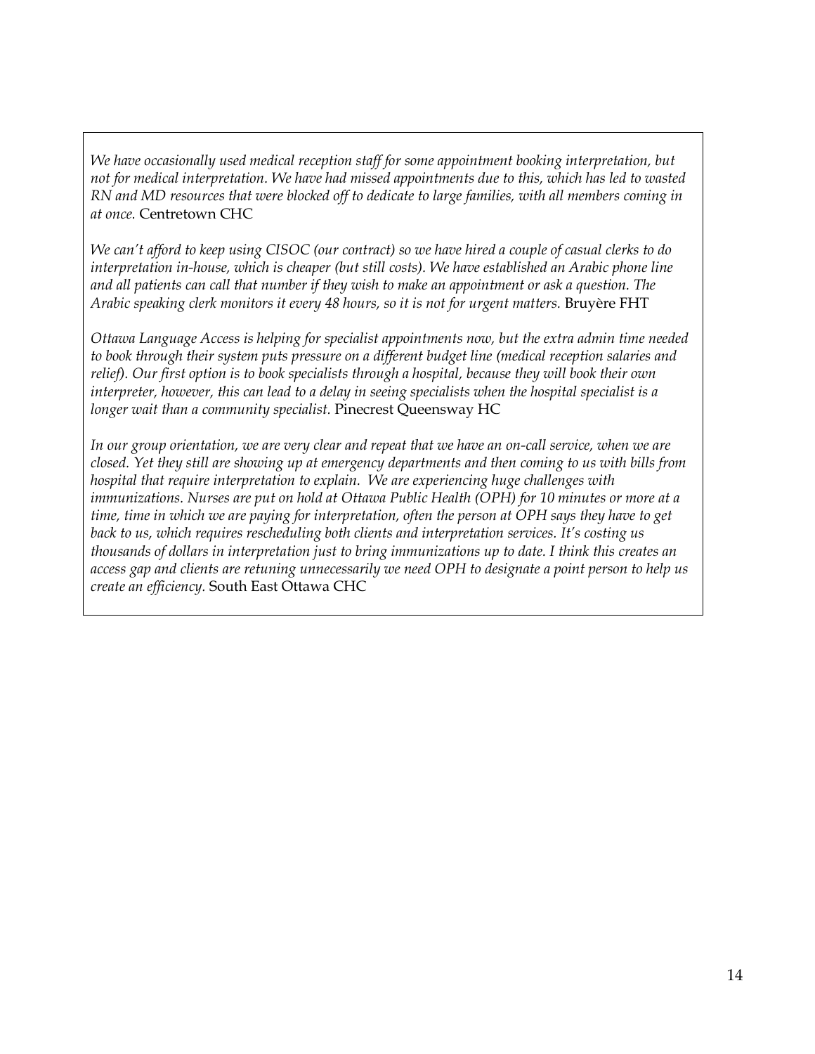*We have occasionally used medical reception staff for some appointment booking interpretation, but not for medical interpretation. We have had missed appointments due to this, which has led to wasted RN and MD resources that were blocked off to dedicate to large families, with all members coming in at once.* Centretown CHC

*We can't afford to keep using CISOC (our contract) so we have hired a couple of casual clerks to do interpretation in-house, which is cheaper (but still costs). We have established an Arabic phone line and all patients can call that number if they wish to make an appointment or ask a question. The Arabic speaking clerk monitors it every 48 hours, so it is not for urgent matters.* Bruyère FHT

*Ottawa Language Access is helping for specialist appointments now, but the extra admin time needed to book through their system puts pressure on a different budget line (medical reception salaries and relief). Our first option is to book specialists through a hospital, because they will book their own interpreter, however, this can lead to a delay in seeing specialists when the hospital specialist is a longer wait than a community specialist.* Pinecrest Queensway HC

*In our group orientation, we are very clear and repeat that we have an on-call service, when we are closed. Yet they still are showing up at emergency departments and then coming to us with bills from hospital that require interpretation to explain. We are experiencing huge challenges with immunizations. Nurses are put on hold at Ottawa Public Health (OPH) for 10 minutes or more at a time, time in which we are paying for interpretation, often the person at OPH says they have to get back to us, which requires rescheduling both clients and interpretation services. It's costing us thousands of dollars in interpretation just to bring immunizations up to date. I think this creates an access gap and clients are retuning unnecessarily we need OPH to designate a point person to help us create an efficiency.* South East Ottawa CHC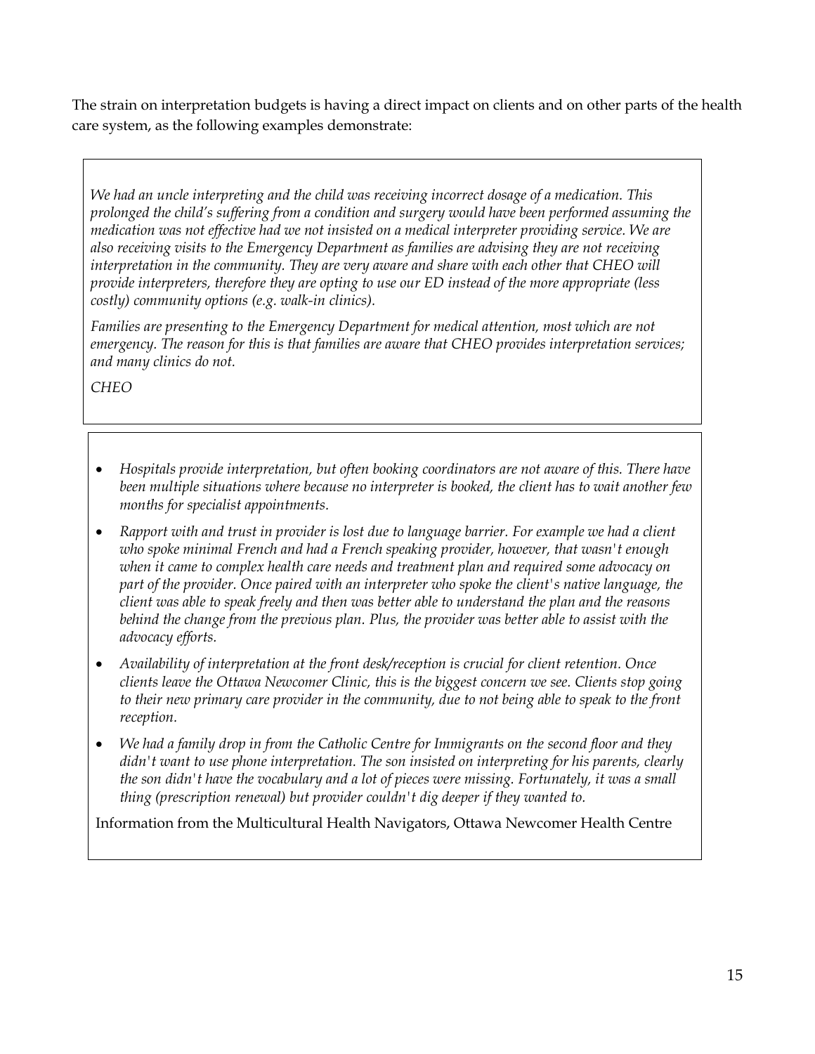The strain on interpretation budgets is having a direct impact on clients and on other parts of the health care system, as the following examples demonstrate:

> *We had an uncle interpreting and the child was receiving incorrect dosage of a medication. This prolonged the child's suffering from a condition and surgery would have been performed assuming the medication was not effective had we not insisted on a medical interpreter providing service. We are also receiving visits to the Emergency Department as families are advising they are not receiving interpretation in the community. They are very aware and share with each other that CHEO will provide interpreters, therefore they are opting to use our ED instead of the more appropriate (less costly) community options (e.g. walk-in clinics).*
>
> *Families are presenting to the Emergency Department for medical attention, most which are not emergency. The reason for this is that families are aware that CHEO provides interpretation services; and many clinics do not.*
>
> *CHEO*

> - *Hospitals provide interpretation, but often booking coordinators are not aware of this. There have been multiple situations where because no interpreter is booked, the client has to wait another few months for specialist appointments.*
> - *Rapport with and trust in provider is lost due to language barrier. For example we had a client who spoke minimal French and had a French speaking provider, however, that wasn't enough when it came to complex health care needs and treatment plan and required some advocacy on part of the provider. Once paired with an interpreter who spoke the client's native language, the client was able to speak freely and then was better able to understand the plan and the reasons behind the change from the previous plan. Plus, the provider was better able to assist with the advocacy efforts.*
> - *Availability of interpretation at the front desk/reception is crucial for client retention. Once clients leave the Ottawa Newcomer Clinic, this is the biggest concern we see. Clients stop going to their new primary care provider in the community, due to not being able to speak to the front reception.*
> - *We had a family drop in from the Catholic Centre for Immigrants on the second floor and they didn't want to use phone interpretation. The son insisted on interpreting for his parents, clearly the son didn't have the vocabulary and a lot of pieces were missing. Fortunately, it was a small thing (prescription renewal) but provider couldn't dig deeper if they wanted to.*
>
> Information from the Multicultural Health Navigators, Ottawa Newcomer Health Centre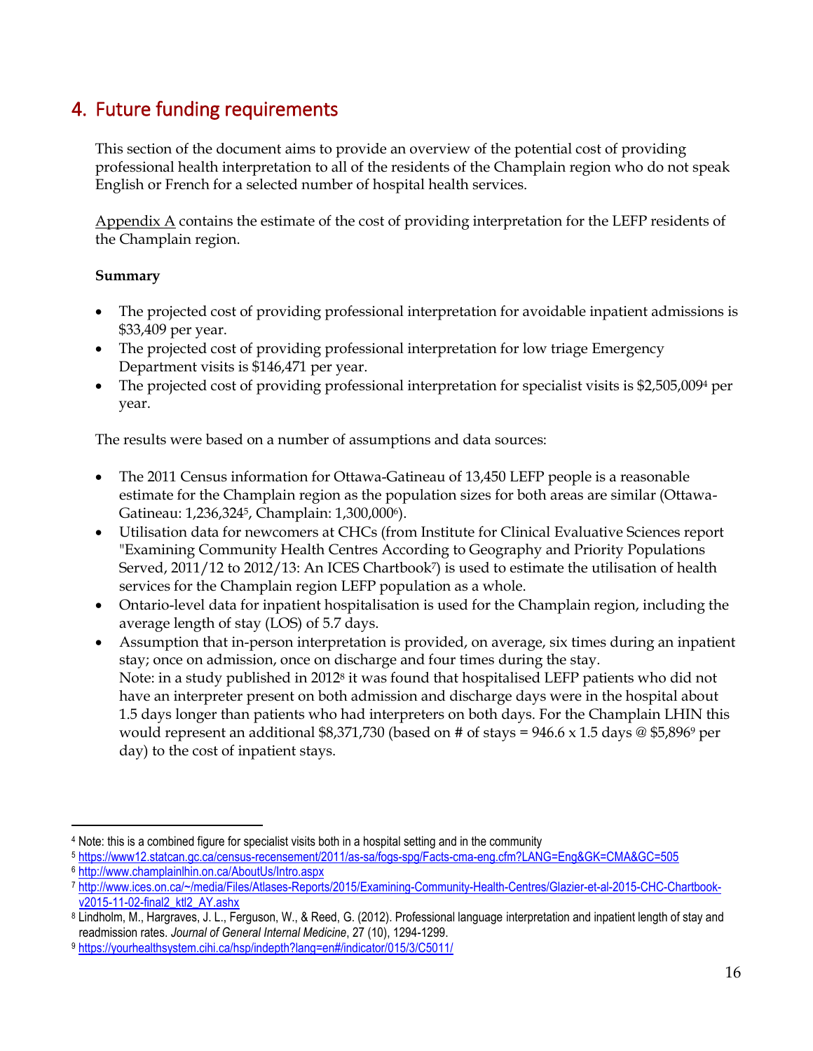## 4. Future funding requirements

This section of the document aims to provide an overview of the potential cost of providing professional health interpretation to all of the residents of the Champlain region who do not speak English or French for a selected number of hospital health services.

Appendix A contains the estimate of the cost of providing interpretation for the LEFP residents of the Champlain region.

**Summary**

- The projected cost of providing professional interpretation for avoidable inpatient admissions is $33,409 per year.
- The projected cost of providing professional interpretation for low triage Emergency Department visits is $146,471 per year.
- The projected cost of providing professional interpretation for specialist visits is $2,505,009[4] per year.

The results were based on a number of assumptions and data sources:

- The 2011 Census information for Ottawa-Gatineau of 13,450 LEFP people is a reasonable estimate for the Champlain region as the population sizes for both areas are similar (Ottawa-Gatineau: 1,236,324[5], Champlain: 1,300,000[6]).
- Utilisation data for newcomers at CHCs (from Institute for Clinical Evaluative Sciences report "Examining Community Health Centres According to Geography and Priority Populations Served, 2011/12 to 2012/13: An ICES Chartbook[7]) is used to estimate the utilisation of health services for the Champlain region LEFP population as a whole.
- Ontario-level data for inpatient hospitalisation is used for the Champlain region, including the average length of stay (LOS) of 5.7 days.
- Assumption that in-person interpretation is provided, on average, six times during an inpatient stay; once on admission, once on discharge and four times during the stay.
  Note: in a study published in 2012[8] it was found that hospitalised LEFP patients who did not have an interpreter present on both admission and discharge days were in the hospital about 1.5 days longer than patients who had interpreters on both days. For the Champlain LHIN this would represent an additional $8,371,730 (based on # of stays = 946.6 x 1.5 days @ $5,896[9] per day) to the cost of inpatient stays.

---

[4] Note: this is a combined figure for specialist visits both in a hospital setting and in the community

[5] https://www12.statcan.gc.ca/census-recensement/2011/as-sa/fogs-spg/Facts-cma-eng.cfm?LANG=Eng&GK=CMA&GC=505

[6] http://www.champlainlhin.on.ca/AboutUs/Intro.aspx

[7] http://www.ices.on.ca/~/media/Files/Atlases-Reports/2015/Examining-Community-Health-Centres/Glazier-et-al-2015-CHC-Chartbook-v2015-11-02-final2_ktl2_AY.ashx

[8] Lindholm, M., Hargraves, J. L., Ferguson, W., & Reed, G. (2012). Professional language interpretation and inpatient length of stay and readmission rates. *Journal of General Internal Medicine*, 27 (10), 1294-1299.

[9] https://yourhealthsystem.cihi.ca/hsp/indepth?lang=en#/indicator/015/3/C5011/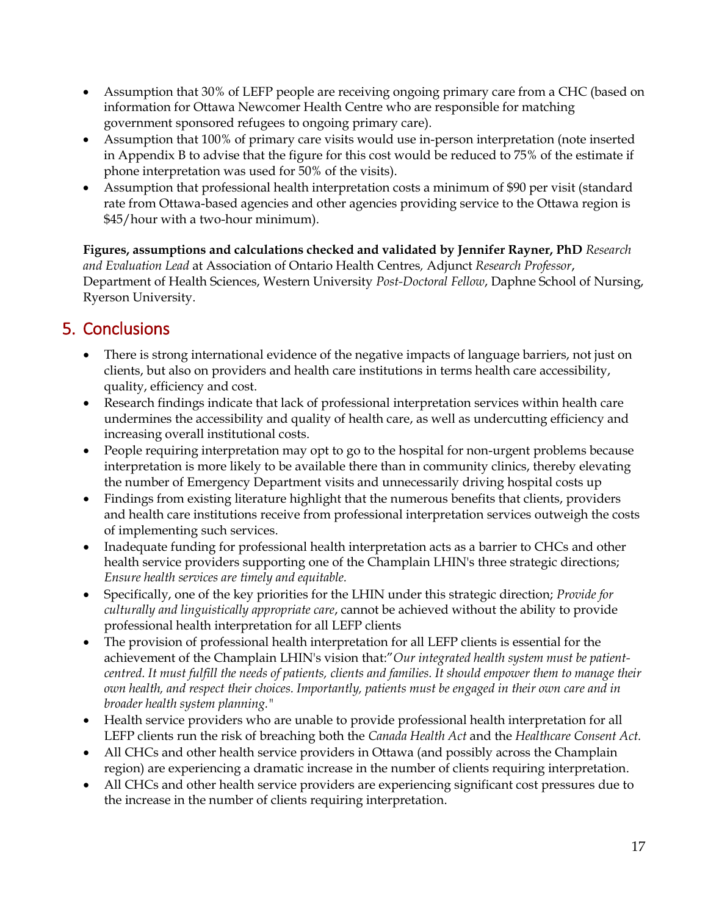- Assumption that 30% of LEFP people are receiving ongoing primary care from a CHC (based on information for Ottawa Newcomer Health Centre who are responsible for matching government sponsored refugees to ongoing primary care).
- Assumption that 100% of primary care visits would use in-person interpretation (note inserted in Appendix B to advise that the figure for this cost would be reduced to 75% of the estimate if phone interpretation was used for 50% of the visits).
- Assumption that professional health interpretation costs a minimum of $90 per visit (standard rate from Ottawa-based agencies and other agencies providing service to the Ottawa region is $45/hour with a two-hour minimum).

**Figures, assumptions and calculations checked and validated by Jennifer Rayner, PhD** *Research and Evaluation Lead* at Association of Ontario Health Centres*,* Adjunct *Research Professor*, Department of Health Sciences, Western University *Post-Doctoral Fellow*, Daphne School of Nursing, Ryerson University.

## 5. Conclusions

- There is strong international evidence of the negative impacts of language barriers, not just on clients, but also on providers and health care institutions in terms health care accessibility, quality, efficiency and cost.
- Research findings indicate that lack of professional interpretation services within health care undermines the accessibility and quality of health care, as well as undercutting efficiency and increasing overall institutional costs.
- People requiring interpretation may opt to go to the hospital for non-urgent problems because interpretation is more likely to be available there than in community clinics, thereby elevating the number of Emergency Department visits and unnecessarily driving hospital costs up
- Findings from existing literature highlight that the numerous benefits that clients, providers and health care institutions receive from professional interpretation services outweigh the costs of implementing such services.
- Inadequate funding for professional health interpretation acts as a barrier to CHCs and other health service providers supporting one of the Champlain LHIN's three strategic directions; *Ensure health services are timely and equitable.*
- Specifically, one of the key priorities for the LHIN under this strategic direction; *Provide for culturally and linguistically appropriate care*, cannot be achieved without the ability to provide professional health interpretation for all LEFP clients
- The provision of professional health interpretation for all LEFP clients is essential for the achievement of the Champlain LHIN's vision that:"*Our integrated health system must be patient-centred. It must fulfill the needs of patients, clients and families. It should empower them to manage their own health, and respect their choices. Importantly, patients must be engaged in their own care and in broader health system planning."*
- Health service providers who are unable to provide professional health interpretation for all LEFP clients run the risk of breaching both the *Canada Health Act* and the *Healthcare Consent Act.*
- All CHCs and other health service providers in Ottawa (and possibly across the Champlain region) are experiencing a dramatic increase in the number of clients requiring interpretation.
- All CHCs and other health service providers are experiencing significant cost pressures due to the increase in the number of clients requiring interpretation.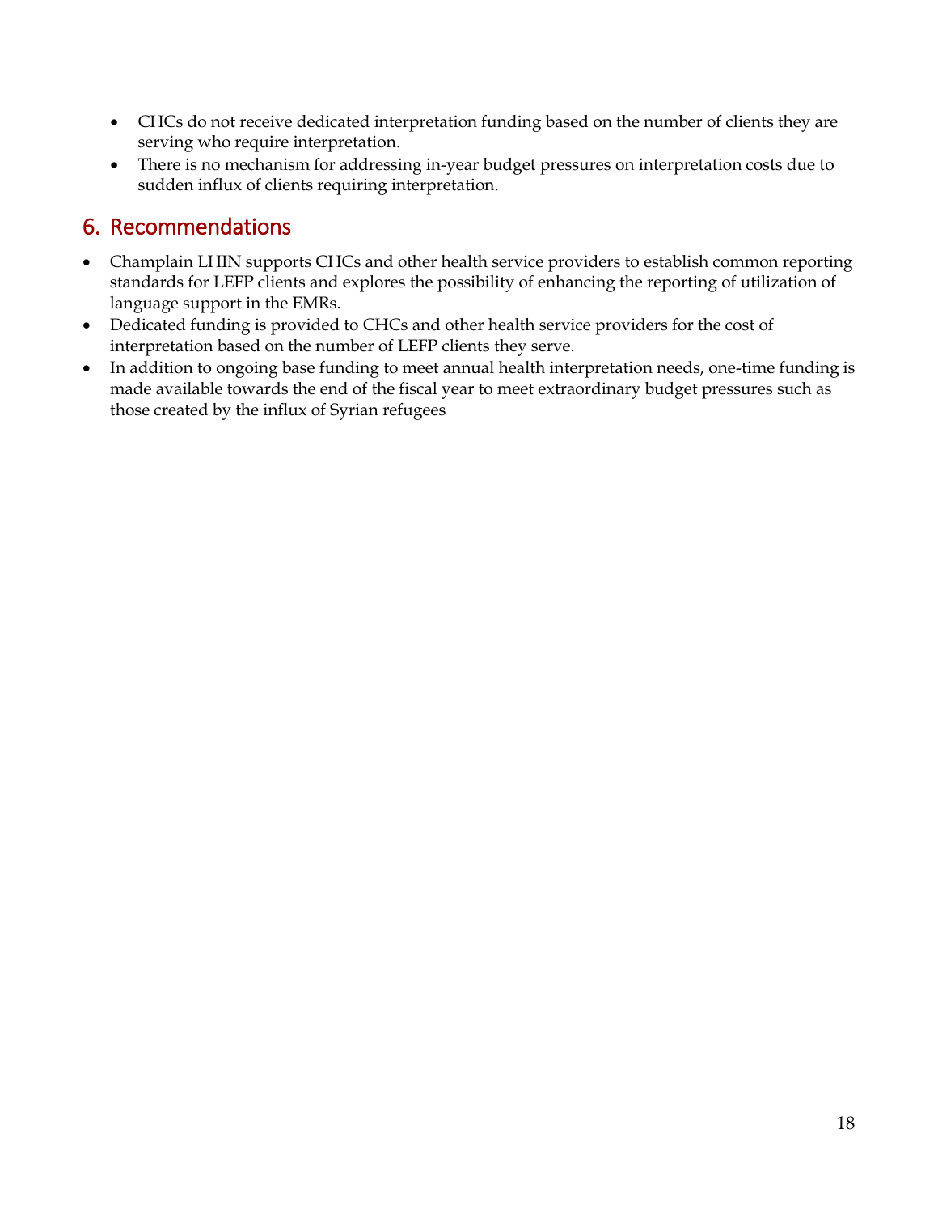- CHCs do not receive dedicated interpretation funding based on the number of clients they are serving who require interpretation.
- There is no mechanism for addressing in-year budget pressures on interpretation costs due to sudden influx of clients requiring interpretation.

## 6. Recommendations

- Champlain LHIN supports CHCs and other health service providers to establish common reporting standards for LEFP clients and explores the possibility of enhancing the reporting of utilization of language support in the EMRs.
- Dedicated funding is provided to CHCs and other health service providers for the cost of interpretation based on the number of LEFP clients they serve.
- In addition to ongoing base funding to meet annual health interpretation needs, one-time funding is made available towards the end of the fiscal year to meet extraordinary budget pressures such as those created by the influx of Syrian refugees